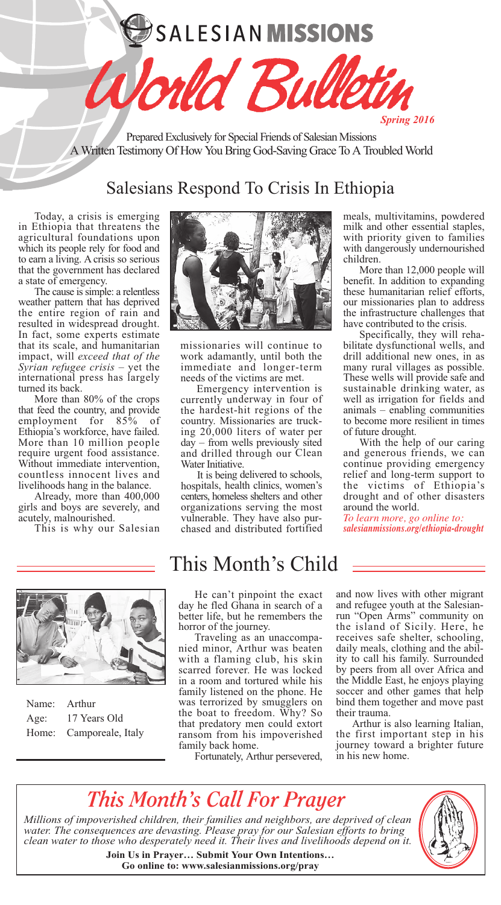# SALESIAN MISSIONS

# World Bulletin

*Spring 2016*

Prepared Exclusively for Special Friends of Salesian Missions
A Written Testimony Of How You Bring God-Saving Grace To A Troubled World

## Salesians Respond To Crisis In Ethiopia

Today, a crisis is emerging in Ethiopia that threatens the agricultural foundations upon which its people rely for food and to earn a living. A crisis so serious that the government has declared a state of emergency.

The cause is simple: a relentless weather pattern that has deprived the entire region of rain and resulted in widespread drought. In fact, some experts estimate that its scale, and humanitarian impact, will *exceed that of the Syrian refugee crisis* – yet the international press has largely turned its back.

More than 80% of the crops that feed the country, and provide employment for 85% of Ethiopia's workforce, have failed. More than 10 million people require urgent food assistance. Without immediate intervention, countless innocent lives and livelihoods hang in the balance.

Already, more than 400,000 girls and boys are severely, and acutely, malnourished.

This is why our Salesian missionaries will continue to work adamantly, until both the immediate and longer-term needs of the victims are met.

Emergency intervention is currently underway in four of the hardest-hit regions of the country. Missionaries are trucking 20,000 liters of water per day – from wells previously sited and drilled through our Clean Water Initiative.

It is being delivered to schools, hospitals, health clinics, women's centers, homeless shelters and other organizations serving the most vulnerable. They have also purchased and distributed fortified meals, multivitamins, powdered milk and other essential staples, with priority given to families with dangerously undernourished children.

More than 12,000 people will benefit. In addition to expanding these humanitarian relief efforts, our missionaries plan to address the infrastructure challenges that have contributed to the crisis.

Specifically, they will rehabilitate dysfunctional wells, and drill additional new ones, in as many rural villages as possible. These wells will provide safe and sustainable drinking water, as well as irrigation for fields and animals – enabling communities to become more resilient in times of future drought.

With the help of our caring and generous friends, we can continue providing emergency relief and long-term support to the victims of Ethiopia's drought and of other disasters around the world.

***To learn more, go online to: salesianmissions.org/ethiopia-drought***

## This Month's Child

Name: Arthur
Age: 17 Years Old
Home: Camporeale, Italy

He can't pinpoint the exact day he fled Ghana in search of a better life, but he remembers the horror of the journey.

Traveling as an unaccompanied minor, Arthur was beaten with a flaming club, his skin scarred forever. He was locked in a room and tortured while his family listened on the phone. He was terrorized by smugglers on the boat to freedom. Why? So that predatory men could extort ransom from his impoverished family back home.

Fortunately, Arthur persevered, and now lives with other migrant and refugee youth at the Salesian-run "Open Arms" community on the island of Sicily. Here, he receives safe shelter, schooling, daily meals, clothing and the ability to call his family. Surrounded by peers from all over Africa and the Middle East, he enjoys playing soccer and other games that help bind them together and move past their trauma.

Arthur is also learning Italian, the first important step in his journey toward a brighter future in his new home.

## *This Month's Call For Prayer*

*Millions of impoverished children, their families and neighbors, are deprived of clean water. The consequences are devasting. Please pray for our Salesian efforts to bring clean water to those who desperately need it. Their lives and livelihoods depend on it.*

**Join Us in Prayer… Submit Your Own Intentions…**
**Go online to: www.salesianmissions.org/pray**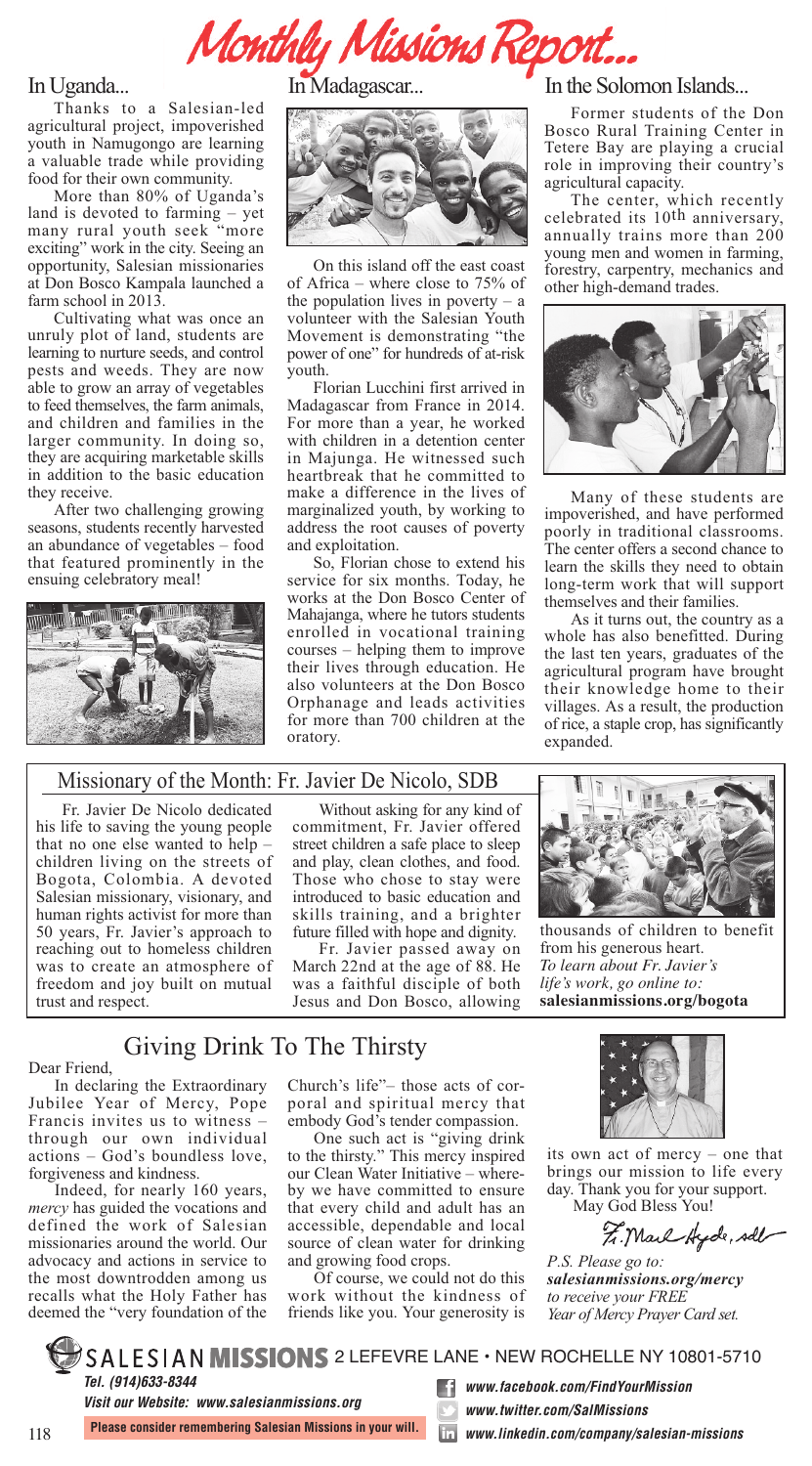# Monthly Missions Report...

## In Uganda...

Thanks to a Salesian-led agricultural project, impoverished youth in Namugongo are learning a valuable trade while providing food for their own community.

More than 80% of Uganda's land is devoted to farming – yet many rural youth seek "more exciting" work in the city. Seeing an opportunity, Salesian missionaries at Don Bosco Kampala launched a farm school in 2013.

Cultivating what was once an unruly plot of land, students are learning to nurture seeds, and control pests and weeds. They are now able to grow an array of vegetables to feed themselves, the farm animals, and children and families in the larger community. In doing so, they are acquiring marketable skills in addition to the basic education they receive.

After two challenging growing seasons, students recently harvested an abundance of vegetables – food that featured prominently in the ensuing celebratory meal!

## In Madagascar...

On this island off the east coast of Africa – where close to 75% of the population lives in poverty – a volunteer with the Salesian Youth Movement is demonstrating "the power of one" for hundreds of at-risk youth.

Florian Lucchini first arrived in Madagascar from France in 2014. For more than a year, he worked with children in a detention center in Majunga. He witnessed such heartbreak that he committed to make a difference in the lives of marginalized youth, by working to address the root causes of poverty and exploitation.

So, Florian chose to extend his service for six months. Today, he works at the Don Bosco Center of Mahajanga, where he tutors students enrolled in vocational training courses – helping them to improve their lives through education. He also volunteers at the Don Bosco Orphanage and leads activities for more than 700 children at the oratory.

## In the Solomon Islands...

Former students of the Don Bosco Rural Training Center in Tetere Bay are playing a crucial role in improving their country's agricultural capacity.

The center, which recently celebrated its 10th anniversary, annually trains more than 200 young men and women in farming, forestry, carpentry, mechanics and other high-demand trades.

Many of these students are impoverished, and have performed poorly in traditional classrooms. The center offers a second chance to learn the skills they need to obtain long-term work that will support themselves and their families.

As it turns out, the country as a whole has also benefitted. During the last ten years, graduates of the agricultural program have brought their knowledge home to their villages. As a result, the production of rice, a staple crop, has significantly expanded.

## Missionary of the Month: Fr. Javier De Nicolo, SDB

Fr. Javier De Nicolo dedicated his life to saving the young people that no one else wanted to help – children living on the streets of Bogota, Colombia. A devoted Salesian missionary, visionary, and human rights activist for more than 50 years, Fr. Javier's approach to reaching out to homeless children was to create an atmosphere of freedom and joy built on mutual trust and respect.

Without asking for any kind of commitment, Fr. Javier offered street children a safe place to sleep and play, clean clothes, and food. Those who chose to stay were introduced to basic education and skills training, and a brighter future filled with hope and dignity.

Fr. Javier passed away on March 22nd at the age of 88. He was a faithful disciple of both Jesus and Don Bosco, allowing thousands of children to benefit from his generous heart.

*To learn about Fr. Javier's life's work, go online to:* **salesianmissions.org/bogota**

## Giving Drink To The Thirsty

Dear Friend,

In declaring the Extraordinary Jubilee Year of Mercy, Pope Francis invites us to witness – through our own individual actions – God's boundless love, forgiveness and kindness.

Indeed, for nearly 160 years, *mercy* has guided the vocations and defined the work of Salesian missionaries around the world. Our advocacy and actions in service to the most downtrodden among us recalls what the Holy Father has deemed the "very foundation of the Church's life"– those acts of corporal and spiritual mercy that embody God's tender compassion.

One such act is "giving drink to the thirsty." This mercy inspired our Clean Water Initiative – whereby we have committed to ensure that every child and adult has an accessible, dependable and local source of clean water for drinking and growing food crops.

Of course, we could not do this work without the kindness of friends like you. Your generosity is its own act of mercy – one that brings our mission to life every day. Thank you for your support.

May God Bless You!

Fr. Mark Hyde, sdb

*P.S. Please go to:* ***salesianmissions.org/mercy*** *to receive your FREE Year of Mercy Prayer Card set.*

**SALESIAN MISSIONS** 2 LEFEVRE LANE • NEW ROCHELLE NY 10801-5710

*Tel. (914)633-8344*

*Visit our Website: www.salesianmissions.org*

**Please consider remembering Salesian Missions in your will.**

*www.facebook.com/FindYourMission*

*www.twitter.com/SalMissions*

*www.linkedin.com/company/salesian-missions*